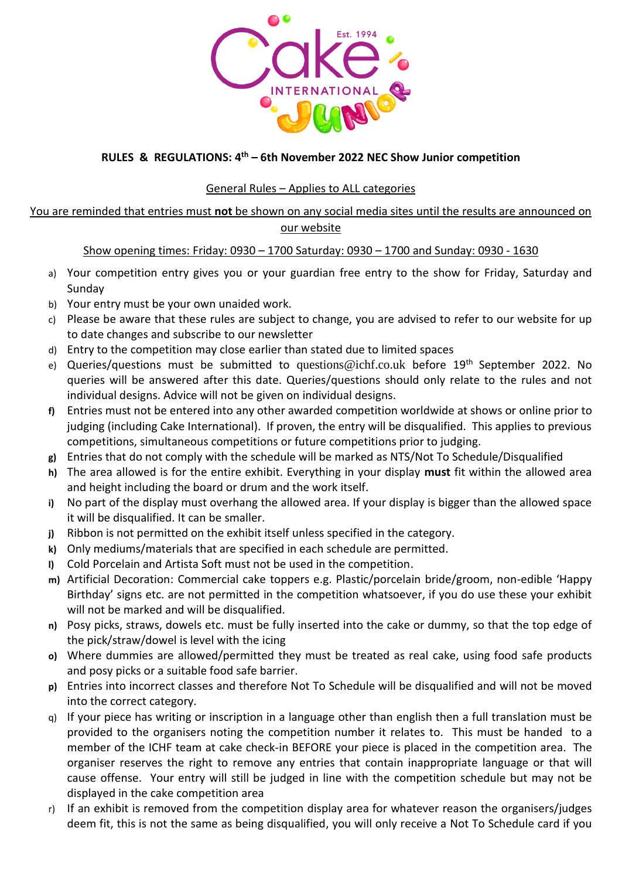## RULES & REGULATIONS: 4th – 6th November 2022 NEC Show Junior competition

General Rules – Applies to ALL categories

You are reminded that entries must **not** be shown on any social media sites until the results are announced on our website

Show opening times: Friday: 0930 – 1700 Saturday: 0930 – 1700 and Sunday: 0930 - 1630

a) Your competition entry gives you or your guardian free entry to the show for Friday, Saturday and Sunday
b) Your entry must be your own unaided work.
c) Please be aware that these rules are subject to change, you are advised to refer to our website for up to date changes and subscribe to our newsletter
d) Entry to the competition may close earlier than stated due to limited spaces
e) Queries/questions must be submitted to questions@ichf.co.uk before 19th September 2022. No queries will be answered after this date. Queries/questions should only relate to the rules and not individual designs. Advice will not be given on individual designs.
f) Entries must not be entered into any other awarded competition worldwide at shows or online prior to judging (including Cake International). If proven, the entry will be disqualified. This applies to previous competitions, simultaneous competitions or future competitions prior to judging.
g) Entries that do not comply with the schedule will be marked as NTS/Not To Schedule/Disqualified
h) The area allowed is for the entire exhibit. Everything in your display **must** fit within the allowed area and height including the board or drum and the work itself.
i) No part of the display must overhang the allowed area. If your display is bigger than the allowed space it will be disqualified. It can be smaller.
j) Ribbon is not permitted on the exhibit itself unless specified in the category.
k) Only mediums/materials that are specified in each schedule are permitted.
l) Cold Porcelain and Artista Soft must not be used in the competition.
m) Artificial Decoration: Commercial cake toppers e.g. Plastic/porcelain bride/groom, non-edible 'Happy Birthday' signs etc. are not permitted in the competition whatsoever, if you do use these your exhibit will not be marked and will be disqualified.
n) Posy picks, straws, dowels etc. must be fully inserted into the cake or dummy, so that the top edge of the pick/straw/dowel is level with the icing
o) Where dummies are allowed/permitted they must be treated as real cake, using food safe products and posy picks or a suitable food safe barrier.
p) Entries into incorrect classes and therefore Not To Schedule will be disqualified and will not be moved into the correct category.
q) If your piece has writing or inscription in a language other than english then a full translation must be provided to the organisers noting the competition number it relates to. This must be handed to a member of the ICHF team at cake check-in BEFORE your piece is placed in the competition area. The organiser reserves the right to remove any entries that contain inappropriate language or that will cause offense. Your entry will still be judged in line with the competition schedule but may not be displayed in the cake competition area
r) If an exhibit is removed from the competition display area for whatever reason the organisers/judges deem fit, this is not the same as being disqualified, you will only receive a Not To Schedule card if you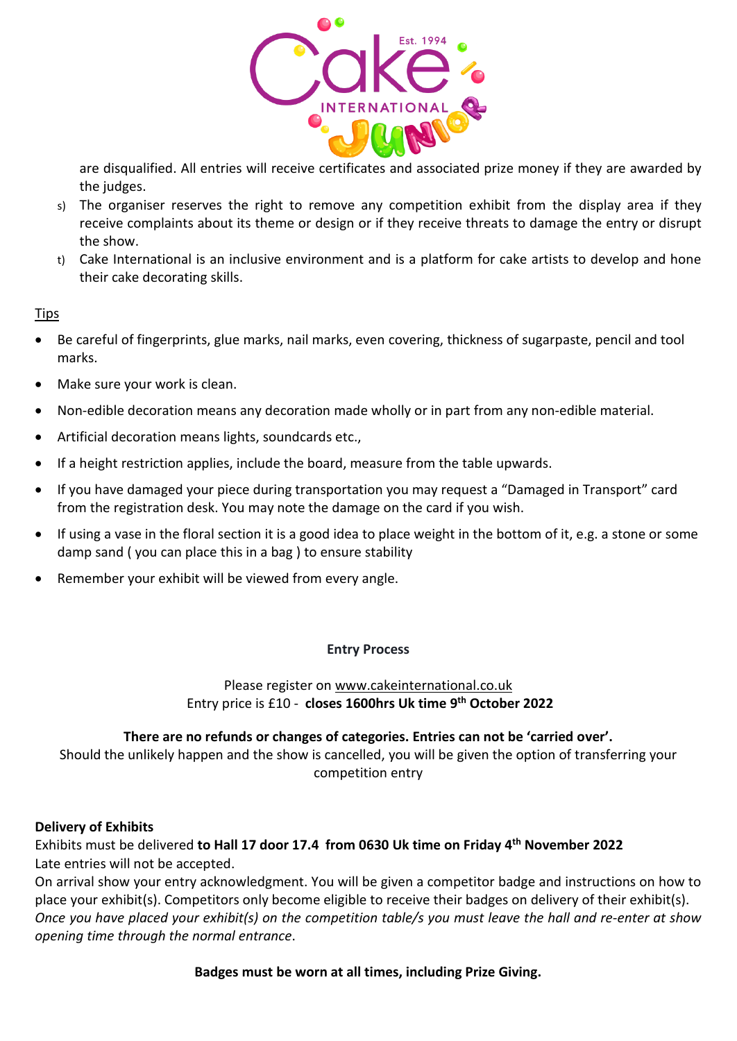are disqualified. All entries will receive certificates and associated prize money if they are awarded by the judges.

s) The organiser reserves the right to remove any competition exhibit from the display area if they receive complaints about its theme or design or if they receive threats to damage the entry or disrupt the show.

t) Cake International is an inclusive environment and is a platform for cake artists to develop and hone their cake decorating skills.

Tips

- Be careful of fingerprints, glue marks, nail marks, even covering, thickness of sugarpaste, pencil and tool marks.
- Make sure your work is clean.
- Non-edible decoration means any decoration made wholly or in part from any non-edible material.
- Artificial decoration means lights, soundcards etc.,
- If a height restriction applies, include the board, measure from the table upwards.
- If you have damaged your piece during transportation you may request a "Damaged in Transport" card from the registration desk. You may note the damage on the card if you wish.
- If using a vase in the floral section it is a good idea to place weight in the bottom of it, e.g. a stone or some damp sand ( you can place this in a bag ) to ensure stability
- Remember your exhibit will be viewed from every angle.

**Entry Process**

Please register on www.cakeinternational.co.uk
Entry price is £10 - **closes 1600hrs Uk time 9th October 2022**

**There are no refunds or changes of categories. Entries can not be 'carried over'.**
Should the unlikely happen and the show is cancelled, you will be given the option of transferring your competition entry

**Delivery of Exhibits**

Exhibits must be delivered **to Hall 17 door 17.4 from 0630 Uk time on Friday 4th November 2022**
Late entries will not be accepted.
On arrival show your entry acknowledgment. You will be given a competitor badge and instructions on how to place your exhibit(s). Competitors only become eligible to receive their badges on delivery of their exhibit(s). *Once you have placed your exhibit(s) on the competition table/s you must leave the hall and re-enter at show opening time through the normal entrance*.

**Badges must be worn at all times, including Prize Giving.**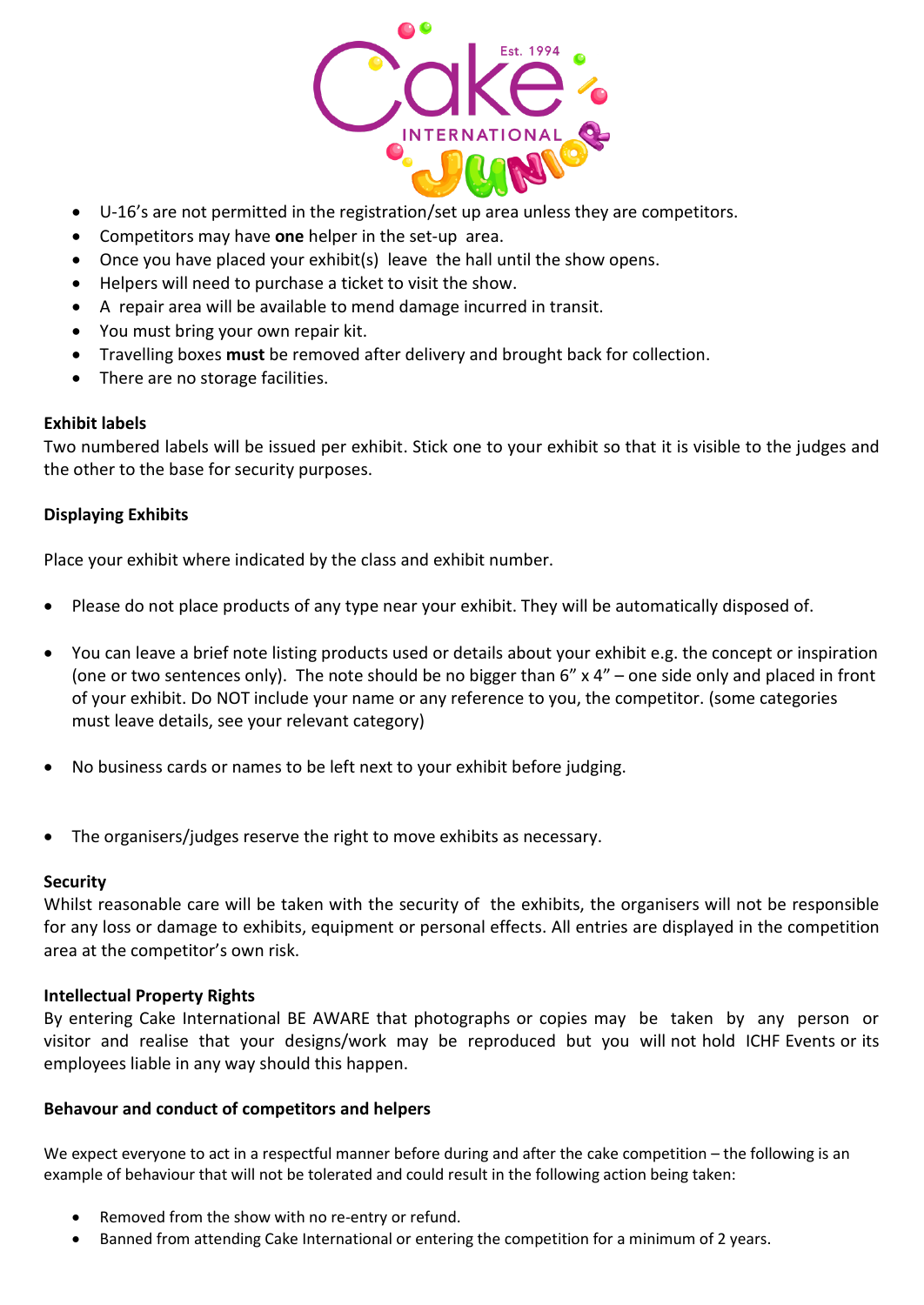- U-16's are not permitted in the registration/set up area unless they are competitors.
- Competitors may have **one** helper in the set-up area.
- Once you have placed your exhibit(s) leave the hall until the show opens.
- Helpers will need to purchase a ticket to visit the show.
- A repair area will be available to mend damage incurred in transit.
- You must bring your own repair kit.
- Travelling boxes **must** be removed after delivery and brought back for collection.
- There are no storage facilities.

**Exhibit labels**

Two numbered labels will be issued per exhibit. Stick one to your exhibit so that it is visible to the judges and the other to the base for security purposes.

**Displaying Exhibits**

Place your exhibit where indicated by the class and exhibit number.

- Please do not place products of any type near your exhibit. They will be automatically disposed of.
- You can leave a brief note listing products used or details about your exhibit e.g. the concept or inspiration (one or two sentences only). The note should be no bigger than 6" x 4" – one side only and placed in front of your exhibit. Do NOT include your name or any reference to you, the competitor. (some categories must leave details, see your relevant category)
- No business cards or names to be left next to your exhibit before judging.
- The organisers/judges reserve the right to move exhibits as necessary.

**Security**

Whilst reasonable care will be taken with the security of the exhibits, the organisers will not be responsible for any loss or damage to exhibits, equipment or personal effects. All entries are displayed in the competition area at the competitor's own risk.

**Intellectual Property Rights**

By entering Cake International BE AWARE that photographs or copies may be taken by any person or visitor and realise that your designs/work may be reproduced but you will not hold ICHF Events or its employees liable in any way should this happen.

**Behaviour and conduct of competitors and helpers**

We expect everyone to act in a respectful manner before during and after the cake competition – the following is an example of behaviour that will not be tolerated and could result in the following action being taken:

- Removed from the show with no re-entry or refund.
- Banned from attending Cake International or entering the competition for a minimum of 2 years.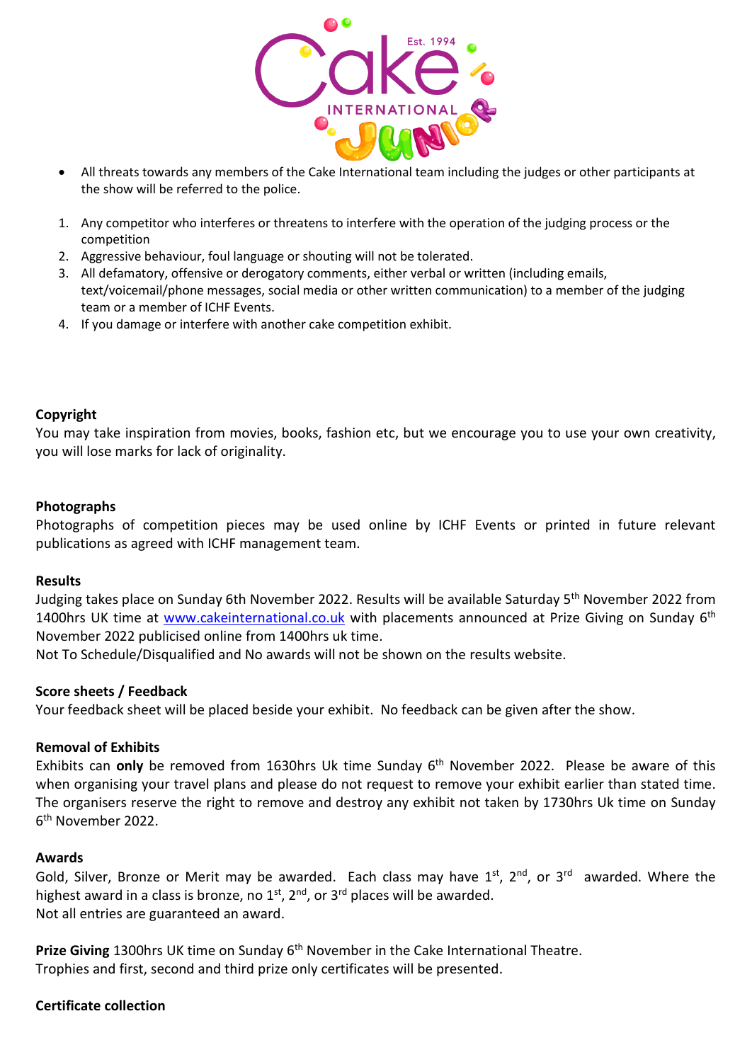- All threats towards any members of the Cake International team including the judges or other participants at the show will be referred to the police.

1. Any competitor who interferes or threatens to interfere with the operation of the judging process or the competition
2. Aggressive behaviour, foul language or shouting will not be tolerated.
3. All defamatory, offensive or derogatory comments, either verbal or written (including emails, text/voicemail/phone messages, social media or other written communication) to a member of the judging team or a member of ICHF Events.
4. If you damage or interfere with another cake competition exhibit.

**Copyright**

You may take inspiration from movies, books, fashion etc, but we encourage you to use your own creativity, you will lose marks for lack of originality.

**Photographs**

Photographs of competition pieces may be used online by ICHF Events or printed in future relevant publications as agreed with ICHF management team.

**Results**

Judging takes place on Sunday 6th November 2022. Results will be available Saturday 5th November 2022 from 1400hrs UK time at www.cakeinternational.co.uk with placements announced at Prize Giving on Sunday 6th November 2022 publicised online from 1400hrs uk time.
Not To Schedule/Disqualified and No awards will not be shown on the results website.

**Score sheets / Feedback**

Your feedback sheet will be placed beside your exhibit. No feedback can be given after the show.

**Removal of Exhibits**

Exhibits can **only** be removed from 1630hrs Uk time Sunday 6th November 2022. Please be aware of this when organising your travel plans and please do not request to remove your exhibit earlier than stated time. The organisers reserve the right to remove and destroy any exhibit not taken by 1730hrs Uk time on Sunday 6th November 2022.

**Awards**

Gold, Silver, Bronze or Merit may be awarded. Each class may have 1st, 2nd, or 3rd awarded. Where the highest award in a class is bronze, no 1st, 2nd, or 3rd places will be awarded.
Not all entries are guaranteed an award.

**Prize Giving** 1300hrs UK time on Sunday 6th November in the Cake International Theatre.
Trophies and first, second and third prize only certificates will be presented.

**Certificate collection**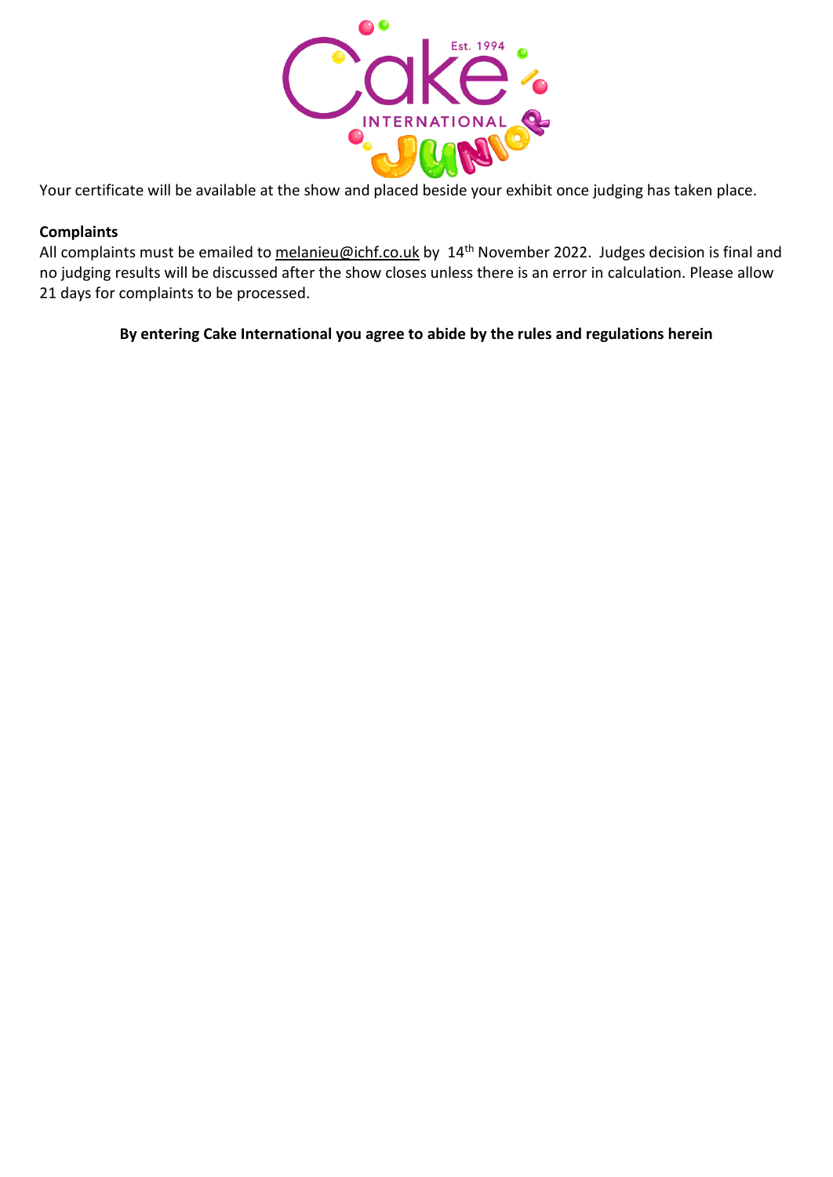Your certificate will be available at the show and placed beside your exhibit once judging has taken place.

**Complaints**

All complaints must be emailed to melanieu@ichf.co.uk by 14th November 2022. Judges decision is final and no judging results will be discussed after the show closes unless there is an error in calculation. Please allow 21 days for complaints to be processed.

**By entering Cake International you agree to abide by the rules and regulations herein**